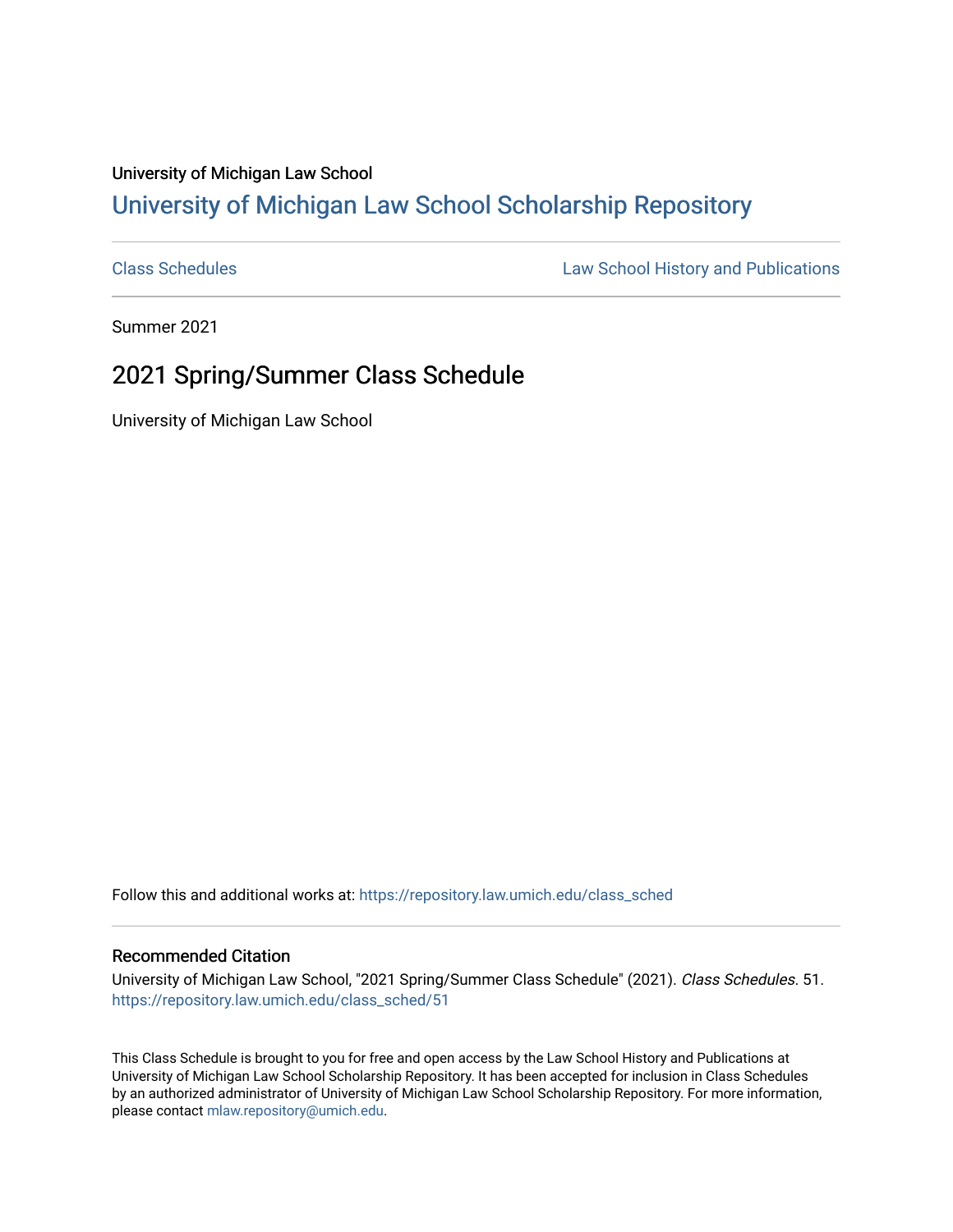University of Michigan Law School

# University of Michigan Law School Scholarship Repository

Class Schedules — Law School History and Publications

---

Summer 2021

## 2021 Spring/Summer Class Schedule

University of Michigan Law School

Follow this and additional works at: https://repository.law.umich.edu/class_sched

---

### Recommended Citation

University of Michigan Law School, "2021 Spring/Summer Class Schedule" (2021). *Class Schedules*. 51. https://repository.law.umich.edu/class_sched/51

This Class Schedule is brought to you for free and open access by the Law School History and Publications at University of Michigan Law School Scholarship Repository. It has been accepted for inclusion in Class Schedules by an authorized administrator of University of Michigan Law School Scholarship Repository. For more information, please contact mlaw.repository@umich.edu.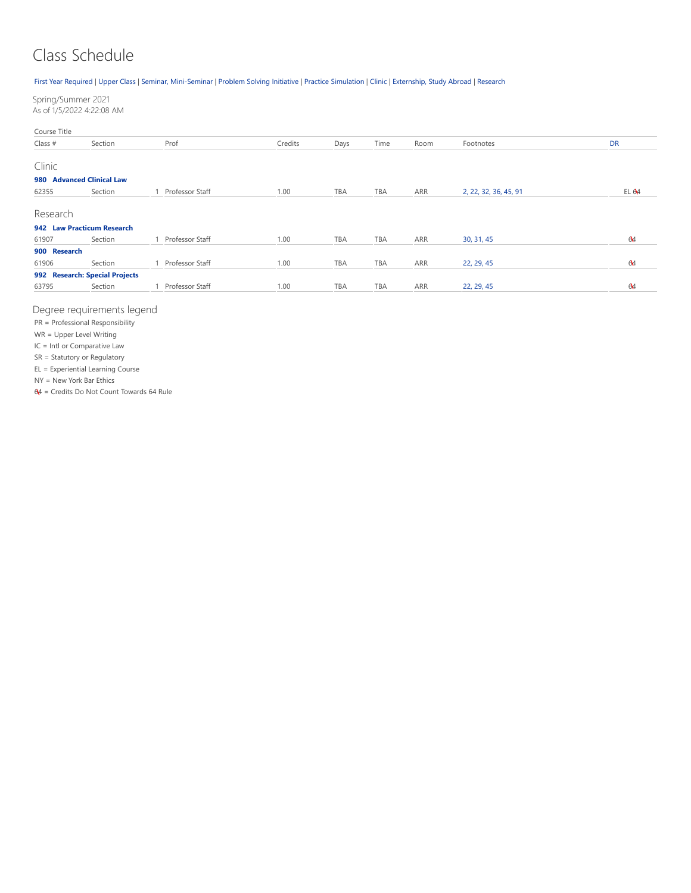# Class Schedule

First Year Required | Upper Class | Seminar, Mini-Seminar | Problem Solving Initiative | Practice Simulation | Clinic | Externship, Study Abroad | Research

Spring/Summer 2021
As of 1/5/2022 4:22:08 AM

| Course Title | | | | | | | | |
|---|---|---|---|---|---|---|---|---|
| Class # | Section | Prof | Credits | Days | Time | Room | Footnotes | DR |
| **Clinic** | | | | | | | | |
| **980 Advanced Clinical Law** | | | | | | | | |
| 62355 | Section 1 | Professor Staff | 1.00 | TBA | TBA | ARR | 2, 22, 32, 36, 45, 91 | EL 64 |
| **Research** | | | | | | | | |
| **942 Law Practicum Research** | | | | | | | | |
| 61907 | Section 1 | Professor Staff | 1.00 | TBA | TBA | ARR | 30, 31, 45 | 64 |
| **900 Research** | | | | | | | | |
| 61906 | Section 1 | Professor Staff | 1.00 | TBA | TBA | ARR | 22, 29, 45 | 64 |
| **992 Research: Special Projects** | | | | | | | | |
| 63795 | Section 1 | Professor Staff | 1.00 | TBA | TBA | ARR | 22, 29, 45 | 64 |

## Degree requirements legend

PR = Professional Responsibility
WR = Upper Level Writing
IC = Intl or Comparative Law
SR = Statutory or Regulatory
EL = Experiential Learning Course
NY = New York Bar Ethics
64 = Credits Do Not Count Towards 64 Rule